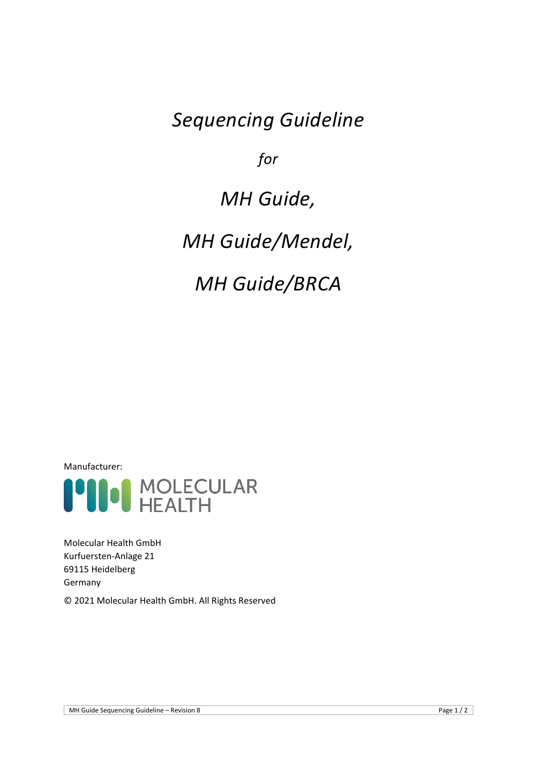# *Sequencing Guideline*

*for*

# *MH Guide,*

# *MH Guide/Mendel,*

# *MH Guide/BRCA*

Manufacturer:

MOLECULAR HEALTH

Molecular Health GmbH
Kurfuersten-Anlage 21
69115 Heidelberg
Germany

© 2021 Molecular Health GmbH. All Rights Reserved

MH Guide Sequencing Guideline – Revision 8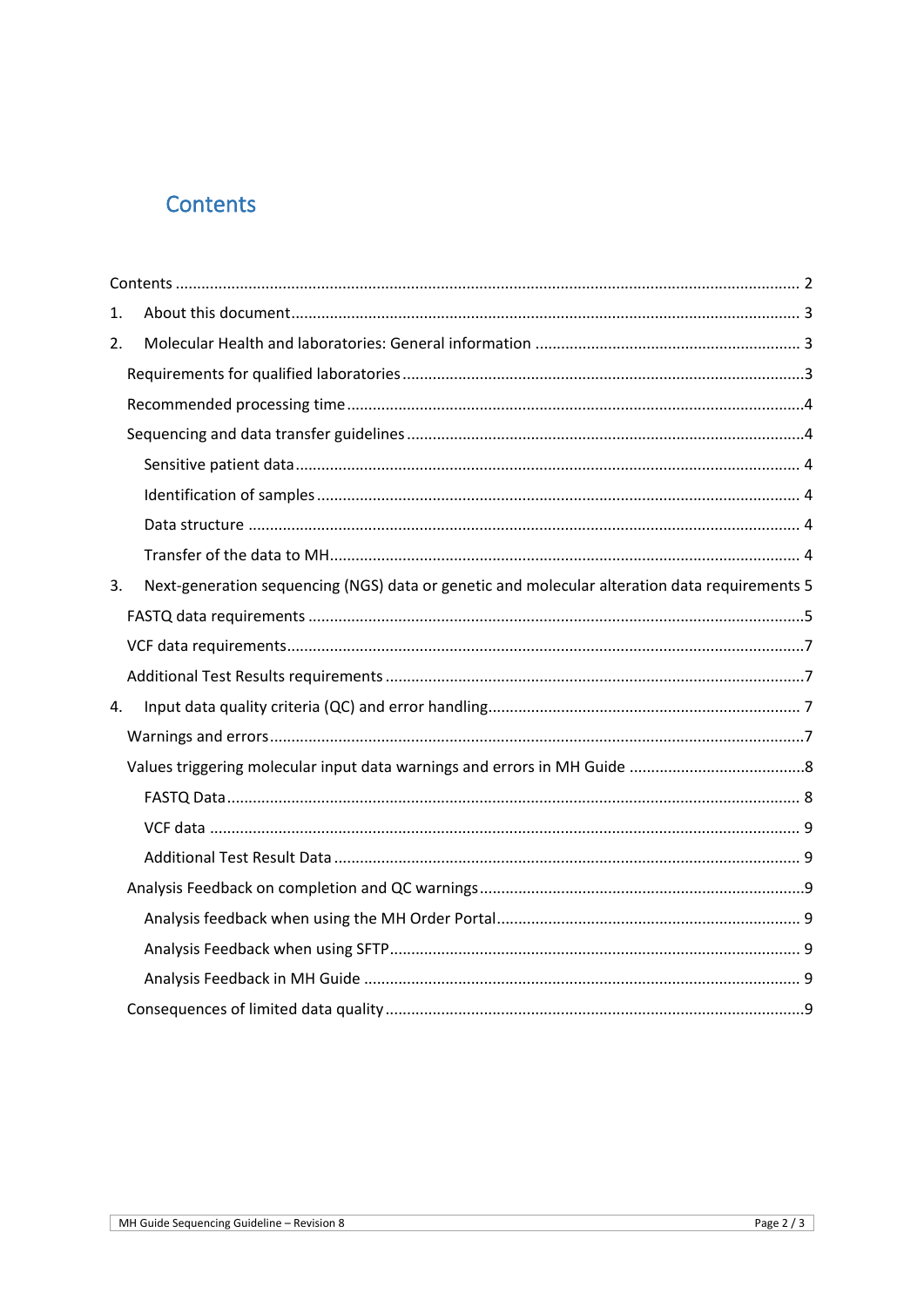# Contents

Contents ........................................................................................................................................ 2

1. About this document ................................................................................................................. 3

2. Molecular Health and laboratories: General information .......................................................... 3

   Requirements for qualified laboratories ......................................................................................3

   Recommended processing time ...................................................................................................4

   Sequencing and data transfer guidelines .....................................................................................4

      Sensitive patient data ............................................................................................................. 4

      Identification of samples ........................................................................................................ 4

      Data structure ........................................................................................................................ 4

      Transfer of the data to MH ...................................................................................................... 4

3. Next-generation sequencing (NGS) data or genetic and molecular alteration data requirements 5

   FASTQ data requirements ...........................................................................................................5

   VCF data requirements ................................................................................................................7

   Additional Test Results requirements ..........................................................................................7

4. Input data quality criteria (QC) and error handling ..................................................................... 7

   Warnings and errors ....................................................................................................................7

   Values triggering molecular input data warnings and errors in MH Guide .....................................8

      FASTQ Data ............................................................................................................................. 8

      VCF data ................................................................................................................................. 9

      Additional Test Result Data ..................................................................................................... 9

   Analysis Feedback on completion and QC warnings .....................................................................9

      Analysis feedback when using the MH Order Portal ................................................................ 9

      Analysis Feedback when using SFTP ........................................................................................ 9

      Analysis Feedback in MH Guide ............................................................................................... 9

   Consequences of limited data quality ..........................................................................................9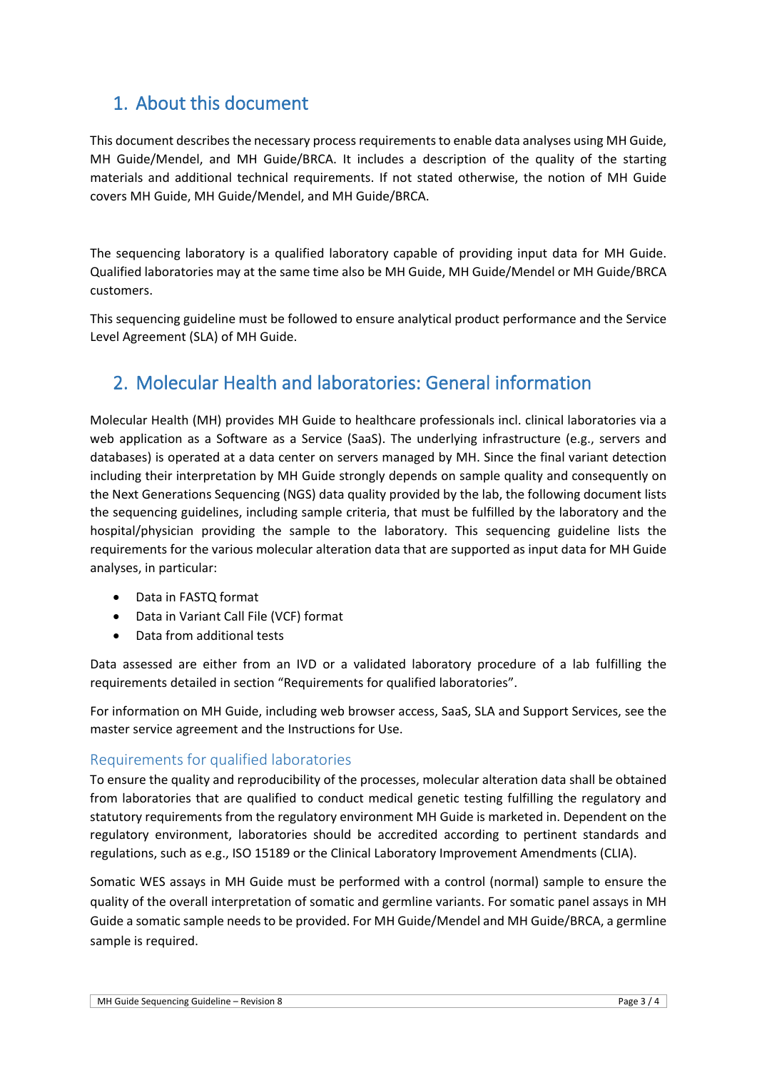## 1. About this document

This document describes the necessary process requirements to enable data analyses using MH Guide, MH Guide/Mendel, and MH Guide/BRCA. It includes a description of the quality of the starting materials and additional technical requirements. If not stated otherwise, the notion of MH Guide covers MH Guide, MH Guide/Mendel, and MH Guide/BRCA.

The sequencing laboratory is a qualified laboratory capable of providing input data for MH Guide. Qualified laboratories may at the same time also be MH Guide, MH Guide/Mendel or MH Guide/BRCA customers.

This sequencing guideline must be followed to ensure analytical product performance and the Service Level Agreement (SLA) of MH Guide.

## 2. Molecular Health and laboratories: General information

Molecular Health (MH) provides MH Guide to healthcare professionals incl. clinical laboratories via a web application as a Software as a Service (SaaS). The underlying infrastructure (e.g., servers and databases) is operated at a data center on servers managed by MH. Since the final variant detection including their interpretation by MH Guide strongly depends on sample quality and consequently on the Next Generations Sequencing (NGS) data quality provided by the lab, the following document lists the sequencing guidelines, including sample criteria, that must be fulfilled by the laboratory and the hospital/physician providing the sample to the laboratory. This sequencing guideline lists the requirements for the various molecular alteration data that are supported as input data for MH Guide analyses, in particular:

- Data in FASTQ format
- Data in Variant Call File (VCF) format
- Data from additional tests

Data assessed are either from an IVD or a validated laboratory procedure of a lab fulfilling the requirements detailed in section "Requirements for qualified laboratories".

For information on MH Guide, including web browser access, SaaS, SLA and Support Services, see the master service agreement and the Instructions for Use.

### Requirements for qualified laboratories

To ensure the quality and reproducibility of the processes, molecular alteration data shall be obtained from laboratories that are qualified to conduct medical genetic testing fulfilling the regulatory and statutory requirements from the regulatory environment MH Guide is marketed in. Dependent on the regulatory environment, laboratories should be accredited according to pertinent standards and regulations, such as e.g., ISO 15189 or the Clinical Laboratory Improvement Amendments (CLIA).

Somatic WES assays in MH Guide must be performed with a control (normal) sample to ensure the quality of the overall interpretation of somatic and germline variants. For somatic panel assays in MH Guide a somatic sample needs to be provided. For MH Guide/Mendel and MH Guide/BRCA, a germline sample is required.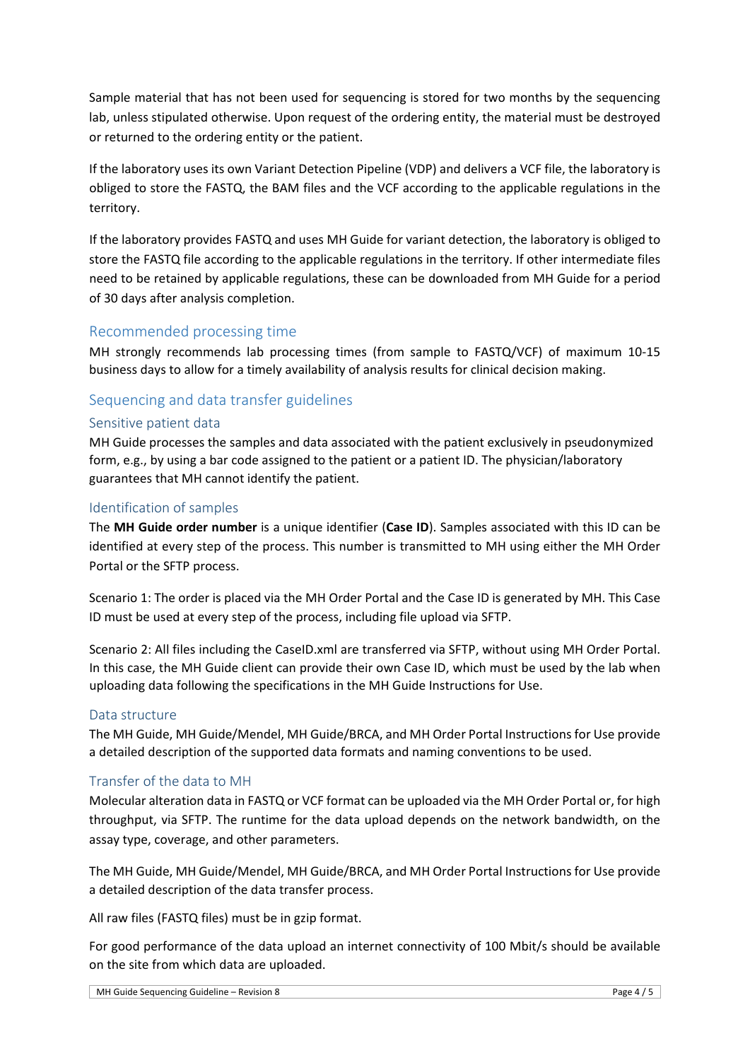Sample material that has not been used for sequencing is stored for two months by the sequencing lab, unless stipulated otherwise. Upon request of the ordering entity, the material must be destroyed or returned to the ordering entity or the patient.

If the laboratory uses its own Variant Detection Pipeline (VDP) and delivers a VCF file, the laboratory is obliged to store the FASTQ, the BAM files and the VCF according to the applicable regulations in the territory.

If the laboratory provides FASTQ and uses MH Guide for variant detection, the laboratory is obliged to store the FASTQ file according to the applicable regulations in the territory. If other intermediate files need to be retained by applicable regulations, these can be downloaded from MH Guide for a period of 30 days after analysis completion.

## Recommended processing time

MH strongly recommends lab processing times (from sample to FASTQ/VCF) of maximum 10-15 business days to allow for a timely availability of analysis results for clinical decision making.

## Sequencing and data transfer guidelines

### Sensitive patient data

MH Guide processes the samples and data associated with the patient exclusively in pseudonymized form, e.g., by using a bar code assigned to the patient or a patient ID. The physician/laboratory guarantees that MH cannot identify the patient.

### Identification of samples

The **MH Guide order number** is a unique identifier (**Case ID**). Samples associated with this ID can be identified at every step of the process. This number is transmitted to MH using either the MH Order Portal or the SFTP process.

Scenario 1: The order is placed via the MH Order Portal and the Case ID is generated by MH. This Case ID must be used at every step of the process, including file upload via SFTP.

Scenario 2: All files including the CaseID.xml are transferred via SFTP, without using MH Order Portal. In this case, the MH Guide client can provide their own Case ID, which must be used by the lab when uploading data following the specifications in the MH Guide Instructions for Use.

### Data structure

The MH Guide, MH Guide/Mendel, MH Guide/BRCA, and MH Order Portal Instructions for Use provide a detailed description of the supported data formats and naming conventions to be used.

### Transfer of the data to MH

Molecular alteration data in FASTQ or VCF format can be uploaded via the MH Order Portal or, for high throughput, via SFTP. The runtime for the data upload depends on the network bandwidth, on the assay type, coverage, and other parameters.

The MH Guide, MH Guide/Mendel, MH Guide/BRCA, and MH Order Portal Instructions for Use provide a detailed description of the data transfer process.

All raw files (FASTQ files) must be in gzip format.

For good performance of the data upload an internet connectivity of 100 Mbit/s should be available on the site from which data are uploaded.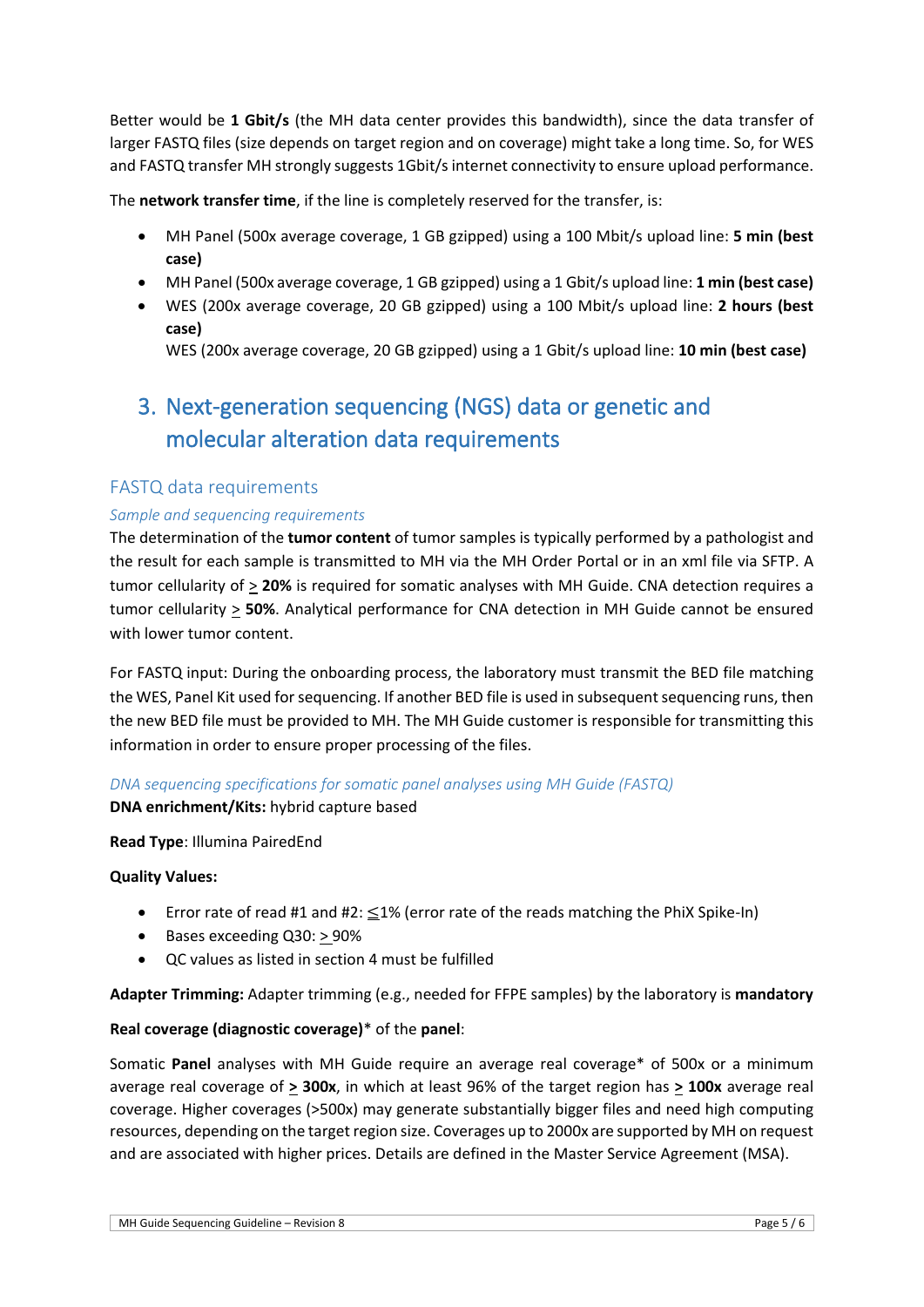Better would be **1 Gbit/s** (the MH data center provides this bandwidth), since the data transfer of larger FASTQ files (size depends on target region and on coverage) might take a long time. So, for WES and FASTQ transfer MH strongly suggests 1Gbit/s internet connectivity to ensure upload performance.

The **network transfer time**, if the line is completely reserved for the transfer, is:

- MH Panel (500x average coverage, 1 GB gzipped) using a 100 Mbit/s upload line: **5 min (best case)**
- MH Panel (500x average coverage, 1 GB gzipped) using a 1 Gbit/s upload line: **1 min (best case)**
- WES (200x average coverage, 20 GB gzipped) using a 100 Mbit/s upload line: **2 hours (best case)**
  WES (200x average coverage, 20 GB gzipped) using a 1 Gbit/s upload line: **10 min (best case)**

# 3. Next-generation sequencing (NGS) data or genetic and molecular alteration data requirements

## FASTQ data requirements

### *Sample and sequencing requirements*

The determination of the **tumor content** of tumor samples is typically performed by a pathologist and the result for each sample is transmitted to MH via the MH Order Portal or in an xml file via SFTP. A tumor cellularity of ≥ **20%** is required for somatic analyses with MH Guide. CNA detection requires a tumor cellularity ≥ **50%**. Analytical performance for CNA detection in MH Guide cannot be ensured with lower tumor content.

For FASTQ input: During the onboarding process, the laboratory must transmit the BED file matching the WES, Panel Kit used for sequencing. If another BED file is used in subsequent sequencing runs, then the new BED file must be provided to MH. The MH Guide customer is responsible for transmitting this information in order to ensure proper processing of the files.

### *DNA sequencing specifications for somatic panel analyses using MH Guide (FASTQ)*

**DNA enrichment/Kits:** hybrid capture based

**Read Type**: Illumina PairedEnd

**Quality Values:**

- Error rate of read #1 and #2: ≤1% (error rate of the reads matching the PhiX Spike-In)
- Bases exceeding Q30: ≥ 90%
- QC values as listed in section 4 must be fulfilled

**Adapter Trimming:** Adapter trimming (e.g., needed for FFPE samples) by the laboratory is **mandatory**

**Real coverage (diagnostic coverage)*** of the **panel**:

Somatic **Panel** analyses with MH Guide require an average real coverage* of 500x or a minimum average real coverage of **≥ 300x**, in which at least 96% of the target region has **≥ 100x** average real coverage. Higher coverages (>500x) may generate substantially bigger files and need high computing resources, depending on the target region size. Coverages up to 2000x are supported by MH on request and are associated with higher prices. Details are defined in the Master Service Agreement (MSA).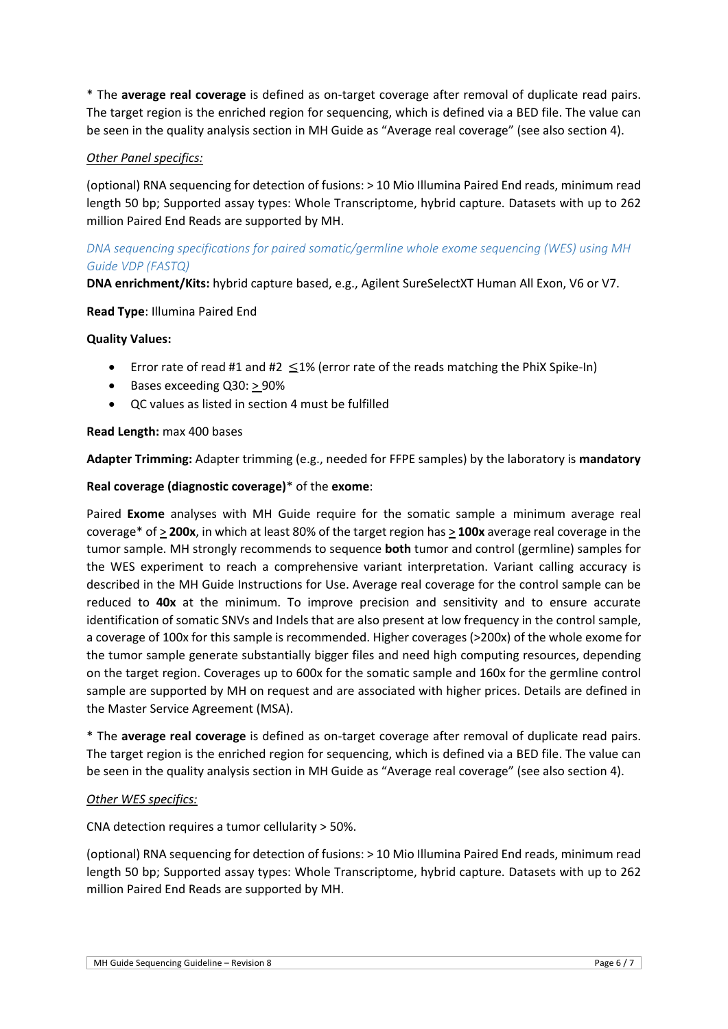* The **average real coverage** is defined as on-target coverage after removal of duplicate read pairs. The target region is the enriched region for sequencing, which is defined via a BED file. The value can be seen in the quality analysis section in MH Guide as “Average real coverage” (see also section 4).

*Other Panel specifics:*

(optional) RNA sequencing for detection of fusions: > 10 Mio Illumina Paired End reads, minimum read length 50 bp; Supported assay types: Whole Transcriptome, hybrid capture. Datasets with up to 262 million Paired End Reads are supported by MH.

### *DNA sequencing specifications for paired somatic/germline whole exome sequencing (WES) using MH Guide VDP (FASTQ)*

**DNA enrichment/Kits:** hybrid capture based, e.g., Agilent SureSelectXT Human All Exon, V6 or V7.

**Read Type**: Illumina Paired End

**Quality Values:**

- Error rate of read #1 and #2 ≤1% (error rate of the reads matching the PhiX Spike-In)
- Bases exceeding Q30: ≥ 90%
- QC values as listed in section 4 must be fulfilled

**Read Length:** max 400 bases

**Adapter Trimming:** Adapter trimming (e.g., needed for FFPE samples) by the laboratory is **mandatory**

**Real coverage (diagnostic coverage)*** of the **exome**:

Paired **Exome** analyses with MH Guide require for the somatic sample a minimum average real coverage* of ≥ **200x**, in which at least 80% of the target region has ≥ **100x** average real coverage in the tumor sample. MH strongly recommends to sequence **both** tumor and control (germline) samples for the WES experiment to reach a comprehensive variant interpretation. Variant calling accuracy is described in the MH Guide Instructions for Use. Average real coverage for the control sample can be reduced to **40x** at the minimum. To improve precision and sensitivity and to ensure accurate identification of somatic SNVs and Indels that are also present at low frequency in the control sample, a coverage of 100x for this sample is recommended. Higher coverages (>200x) of the whole exome for the tumor sample generate substantially bigger files and need high computing resources, depending on the target region. Coverages up to 600x for the somatic sample and 160x for the germline control sample are supported by MH on request and are associated with higher prices. Details are defined in the Master Service Agreement (MSA).

* The **average real coverage** is defined as on-target coverage after removal of duplicate read pairs. The target region is the enriched region for sequencing, which is defined via a BED file. The value can be seen in the quality analysis section in MH Guide as “Average real coverage” (see also section 4).

*Other WES specifics:*

CNA detection requires a tumor cellularity > 50%.

(optional) RNA sequencing for detection of fusions: > 10 Mio Illumina Paired End reads, minimum read length 50 bp; Supported assay types: Whole Transcriptome, hybrid capture. Datasets with up to 262 million Paired End Reads are supported by MH.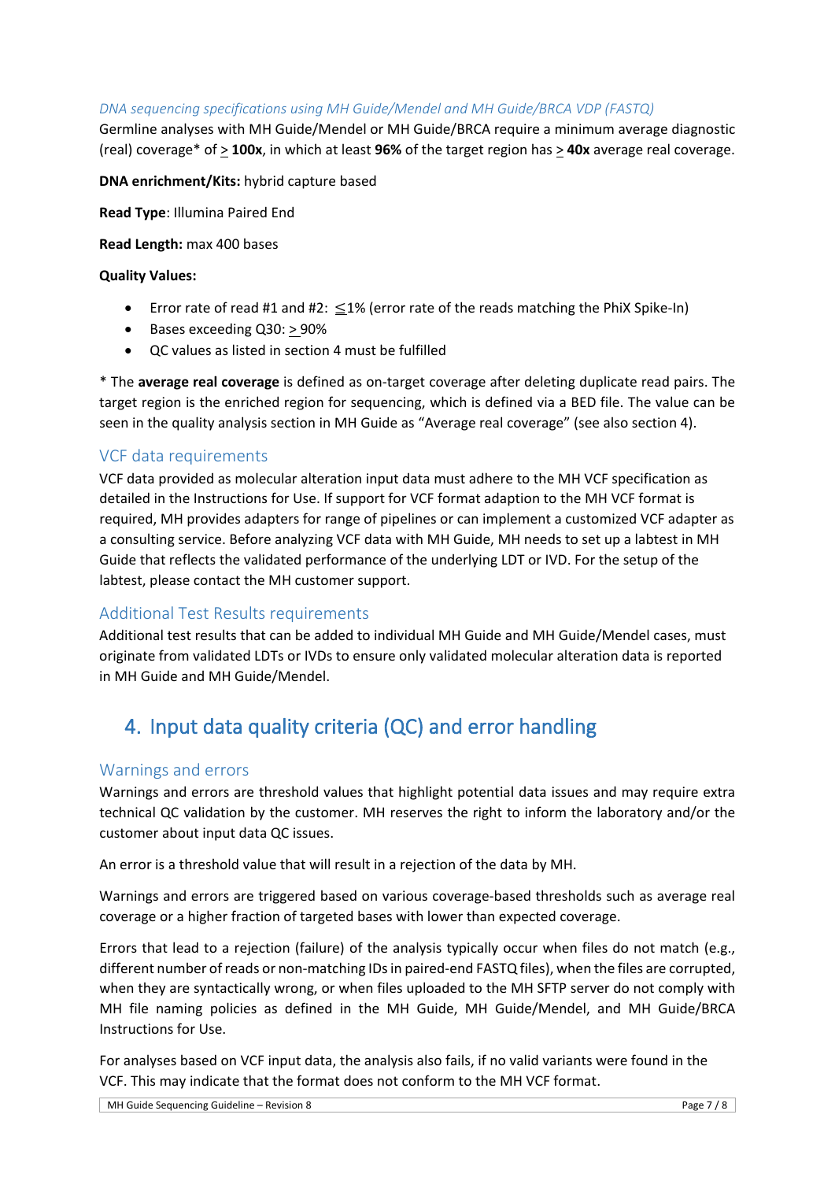*DNA sequencing specifications using MH Guide/Mendel and MH Guide/BRCA VDP (FASTQ)*

Germline analyses with MH Guide/Mendel or MH Guide/BRCA require a minimum average diagnostic (real) coverage* of ≥ **100x**, in which at least **96%** of the target region has ≥ **40x** average real coverage.

**DNA enrichment/Kits:** hybrid capture based

**Read Type**: Illumina Paired End

**Read Length:** max 400 bases

**Quality Values:**

- Error rate of read #1 and #2: ≤1% (error rate of the reads matching the PhiX Spike-In)
- Bases exceeding Q30: ≥ 90%
- QC values as listed in section 4 must be fulfilled

* The **average real coverage** is defined as on-target coverage after deleting duplicate read pairs. The target region is the enriched region for sequencing, which is defined via a BED file. The value can be seen in the quality analysis section in MH Guide as "Average real coverage" (see also section 4).

### VCF data requirements

VCF data provided as molecular alteration input data must adhere to the MH VCF specification as detailed in the Instructions for Use. If support for VCF format adaption to the MH VCF format is required, MH provides adapters for range of pipelines or can implement a customized VCF adapter as a consulting service. Before analyzing VCF data with MH Guide, MH needs to set up a labtest in MH Guide that reflects the validated performance of the underlying LDT or IVD. For the setup of the labtest, please contact the MH customer support.

### Additional Test Results requirements

Additional test results that can be added to individual MH Guide and MH Guide/Mendel cases, must originate from validated LDTs or IVDs to ensure only validated molecular alteration data is reported in MH Guide and MH Guide/Mendel.

## 4. Input data quality criteria (QC) and error handling

### Warnings and errors

Warnings and errors are threshold values that highlight potential data issues and may require extra technical QC validation by the customer. MH reserves the right to inform the laboratory and/or the customer about input data QC issues.

An error is a threshold value that will result in a rejection of the data by MH.

Warnings and errors are triggered based on various coverage-based thresholds such as average real coverage or a higher fraction of targeted bases with lower than expected coverage.

Errors that lead to a rejection (failure) of the analysis typically occur when files do not match (e.g., different number of reads or non-matching IDs in paired-end FASTQ files), when the files are corrupted, when they are syntactically wrong, or when files uploaded to the MH SFTP server do not comply with MH file naming policies as defined in the MH Guide, MH Guide/Mendel, and MH Guide/BRCA Instructions for Use.

For analyses based on VCF input data, the analysis also fails, if no valid variants were found in the VCF. This may indicate that the format does not conform to the MH VCF format.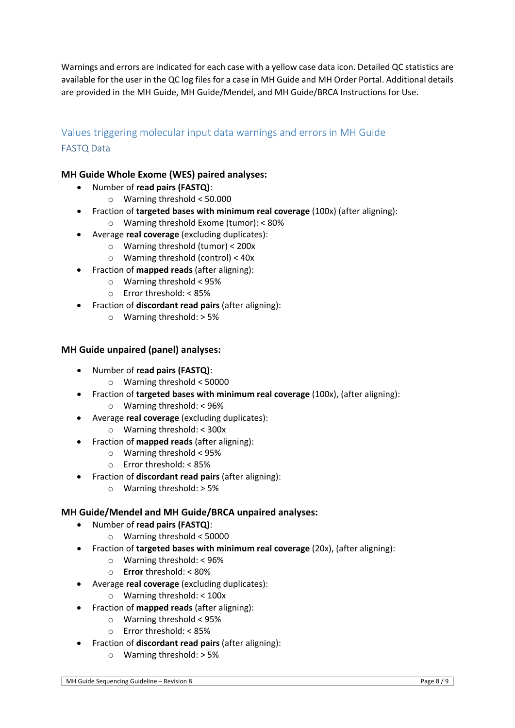Warnings and errors are indicated for each case with a yellow case data icon. Detailed QC statistics are available for the user in the QC log files for a case in MH Guide and MH Order Portal. Additional details are provided in the MH Guide, MH Guide/Mendel, and MH Guide/BRCA Instructions for Use.

## Values triggering molecular input data warnings and errors in MH Guide

### FASTQ Data

**MH Guide Whole Exome (WES) paired analyses:**

- Number of **read pairs (FASTQ)**:
  - Warning threshold < 50.000
- Fraction of **targeted bases with minimum real coverage** (100x) (after aligning):
  - Warning threshold Exome (tumor): < 80%
- Average **real coverage** (excluding duplicates):
  - Warning threshold (tumor) < 200x
  - Warning threshold (control) < 40x
- Fraction of **mapped reads** (after aligning):
  - Warning threshold < 95%
  - Error threshold: < 85%
- Fraction of **discordant read pairs** (after aligning):
  - Warning threshold: > 5%

**MH Guide unpaired (panel) analyses:**

- Number of **read pairs (FASTQ)**:
  - Warning threshold < 50000
- Fraction of **targeted bases with minimum real coverage** (100x), (after aligning):
  - Warning threshold: < 96%
- Average **real coverage** (excluding duplicates):
  - Warning threshold: < 300x
- Fraction of **mapped reads** (after aligning):
  - Warning threshold < 95%
  - Error threshold: < 85%
- Fraction of **discordant read pairs** (after aligning):
  - Warning threshold: > 5%

**MH Guide/Mendel and MH Guide/BRCA unpaired analyses:**

- Number of **read pairs (FASTQ)**:
  - Warning threshold < 50000
- Fraction of **targeted bases with minimum real coverage** (20x), (after aligning):
  - Warning threshold: < 96%
  - **Error** threshold: < 80%
- Average **real coverage** (excluding duplicates):
  - Warning threshold: < 100x
- Fraction of **mapped reads** (after aligning):
  - Warning threshold < 95%
  - Error threshold: < 85%
- Fraction of **discordant read pairs** (after aligning):
  - Warning threshold: > 5%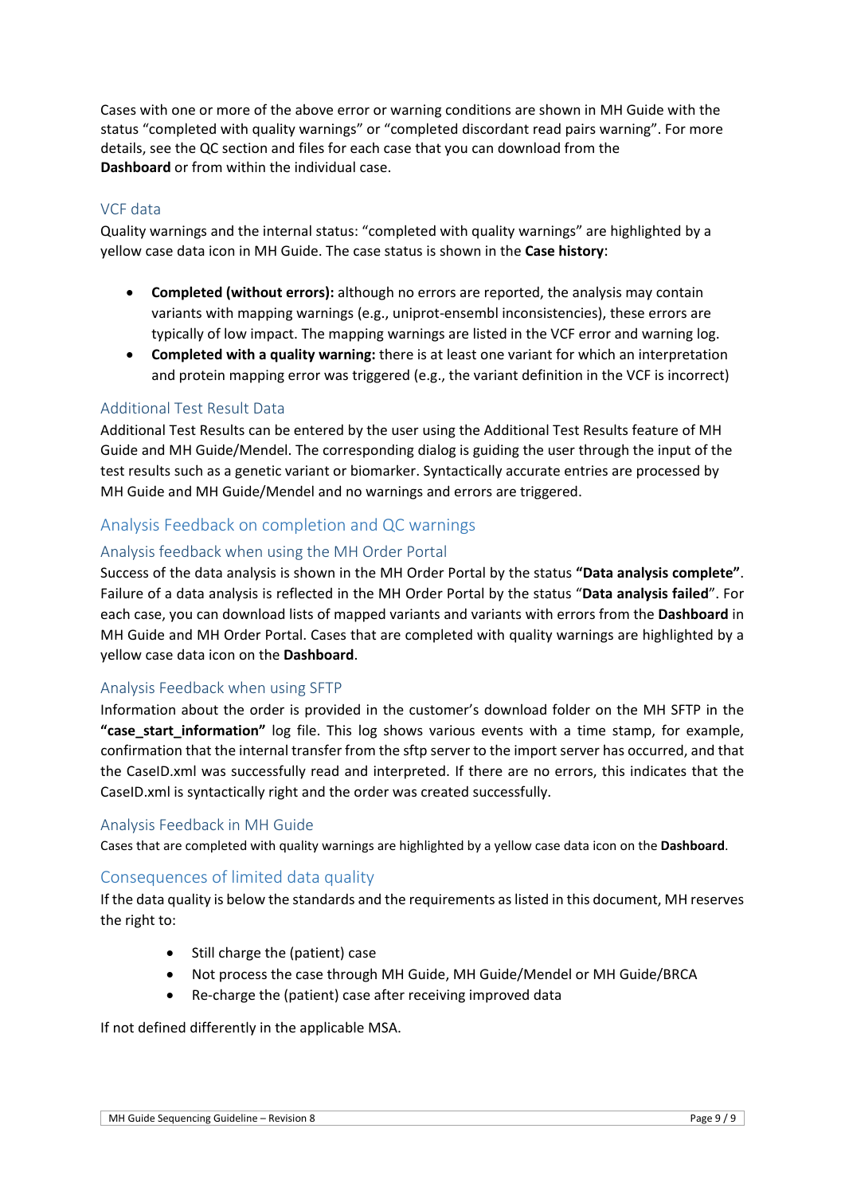Cases with one or more of the above error or warning conditions are shown in MH Guide with the status "completed with quality warnings" or "completed discordant read pairs warning". For more details, see the QC section and files for each case that you can download from the **Dashboard** or from within the individual case.

### VCF data

Quality warnings and the internal status: "completed with quality warnings" are highlighted by a yellow case data icon in MH Guide. The case status is shown in the **Case history**:

- **Completed (without errors):** although no errors are reported, the analysis may contain variants with mapping warnings (e.g., uniprot-ensembl inconsistencies), these errors are typically of low impact. The mapping warnings are listed in the VCF error and warning log.
- **Completed with a quality warning:** there is at least one variant for which an interpretation and protein mapping error was triggered (e.g., the variant definition in the VCF is incorrect)

### Additional Test Result Data

Additional Test Results can be entered by the user using the Additional Test Results feature of MH Guide and MH Guide/Mendel. The corresponding dialog is guiding the user through the input of the test results such as a genetic variant or biomarker. Syntactically accurate entries are processed by MH Guide and MH Guide/Mendel and no warnings and errors are triggered.

## Analysis Feedback on completion and QC warnings

### Analysis feedback when using the MH Order Portal

Success of the data analysis is shown in the MH Order Portal by the status **"Data analysis complete"**. Failure of a data analysis is reflected in the MH Order Portal by the status "**Data analysis failed**". For each case, you can download lists of mapped variants and variants with errors from the **Dashboard** in MH Guide and MH Order Portal. Cases that are completed with quality warnings are highlighted by a yellow case data icon on the **Dashboard**.

### Analysis Feedback when using SFTP

Information about the order is provided in the customer's download folder on the MH SFTP in the **"case_start_information"** log file. This log shows various events with a time stamp, for example, confirmation that the internal transfer from the sftp server to the import server has occurred, and that the CaseID.xml was successfully read and interpreted. If there are no errors, this indicates that the CaseID.xml is syntactically right and the order was created successfully.

### Analysis Feedback in MH Guide

Cases that are completed with quality warnings are highlighted by a yellow case data icon on the **Dashboard**.

## Consequences of limited data quality

If the data quality is below the standards and the requirements as listed in this document, MH reserves the right to:

- Still charge the (patient) case
- Not process the case through MH Guide, MH Guide/Mendel or MH Guide/BRCA
- Re-charge the (patient) case after receiving improved data

If not defined differently in the applicable MSA.